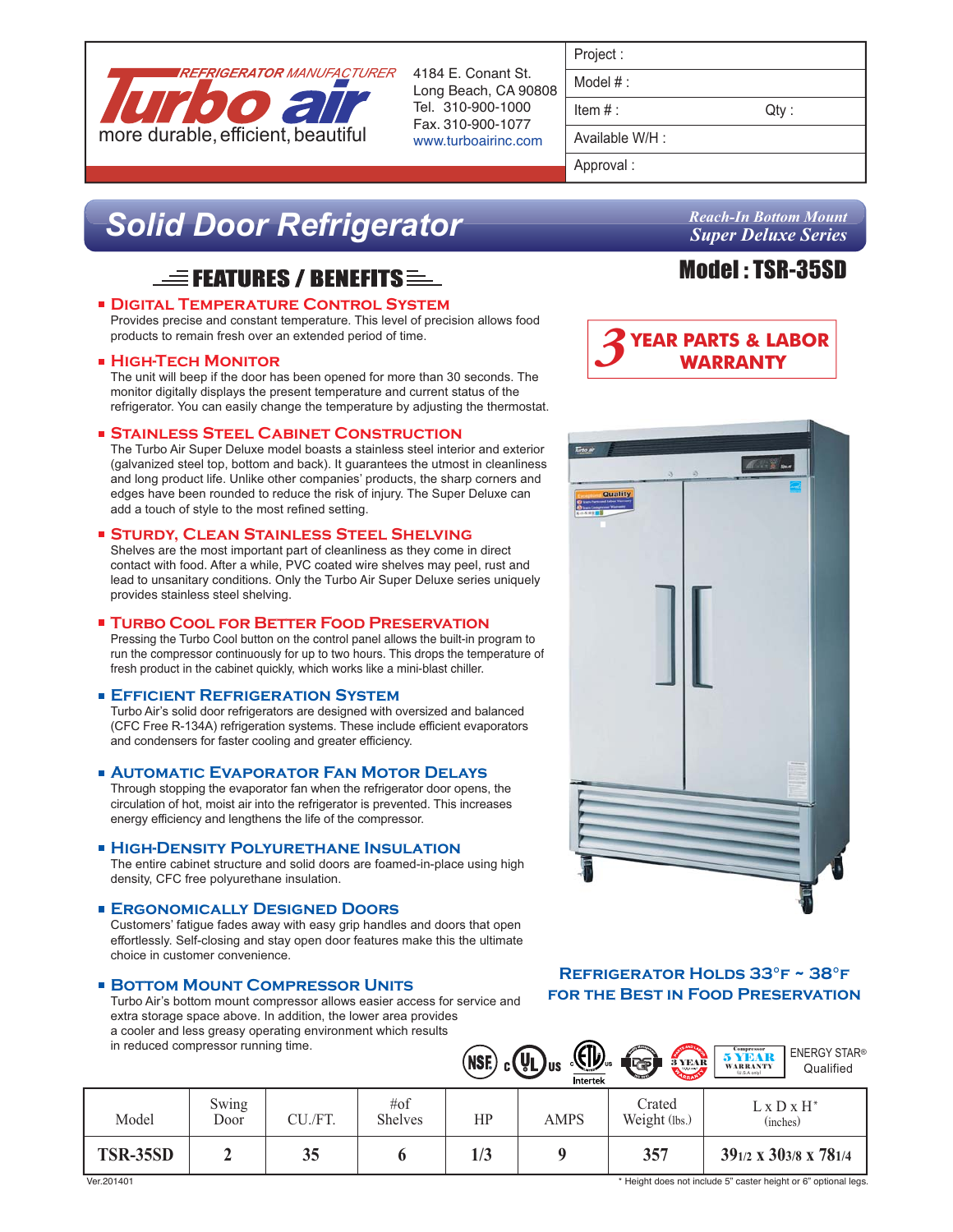REFRIGERATOR MANUFACTURER

**Turbo air**

more durable, efficient, beautiful

4184 E. Conant St.
Long Beach, CA 90808
Tel. 310-900-1000
Fax. 310-900-1077
www.turboairinc.com

| Project : | |
|---|---|
| Model # : | |
| Item # : | Qty : |
| Available W/H : | |
| Approval : | |

# Solid Door Refrigerator

*Reach-In Bottom Mount*
*Super Deluxe Series*

## Model : TSR-35SD

## FEATURES / BENEFITS

### Digital Temperature Control System
Provides precise and constant temperature. This level of precision allows food products to remain fresh over an extended period of time.

### High-Tech Monitor
The unit will beep if the door has been opened for more than 30 seconds. The monitor digitally displays the present temperature and current status of the refrigerator. You can easily change the temperature by adjusting the thermostat.

### Stainless Steel Cabinet Construction
The Turbo Air Super Deluxe model boasts a stainless steel interior and exterior (galvanized steel top, bottom and back). It guarantees the utmost in cleanliness and long product life. Unlike other companies' products, the sharp corners and edges have been rounded to reduce the risk of injury. The Super Deluxe can add a touch of style to the most refined setting.

### Sturdy, Clean Stainless Steel Shelving
Shelves are the most important part of cleanliness as they come in direct contact with food. After a while, PVC coated wire shelves may peel, rust and lead to unsanitary conditions. Only the Turbo Air Super Deluxe series uniquely provides stainless steel shelving.

### Turbo Cool for Better Food Preservation
Pressing the Turbo Cool button on the control panel allows the built-in program to run the compressor continuously for up to two hours. This drops the temperature of fresh product in the cabinet quickly, which works like a mini-blast chiller.

### Efficient Refrigeration System
Turbo Air's solid door refrigerators are designed with oversized and balanced (CFC Free R-134A) refrigeration systems. These include efficient evaporators and condensers for faster cooling and greater efficiency.

### Automatic Evaporator Fan Motor Delays
Through stopping the evaporator fan when the refrigerator door opens, the circulation of hot, moist air into the refrigerator is prevented. This increases energy efficiency and lengthens the life of the compressor.

### High-Density Polyurethane Insulation
The entire cabinet structure and solid doors are foamed-in-place using high density, CFC free polyurethane insulation.

### Ergonomically Designed Doors
Customers' fatigue fades away with easy grip handles and doors that open effortlessly. Self-closing and stay open door features make this the ultimate choice in customer convenience.

### Bottom Mount Compressor Units
Turbo Air's bottom mount compressor allows easier access for service and extra storage space above. In addition, the lower area provides a cooler and less greasy operating environment which results in reduced compressor running time.

**3 YEAR PARTS & LABOR WARRANTY**

**Refrigerator Holds 33°F ~ 38°F for the Best in Food Preservation**

NSF · c UL us · c ETL us Intertek · 3 YEAR WARRANTY · Compressor 5 YEAR WARRANTY (U.S.A only) · ENERGY STAR® Qualified

| Model | Swing Door | CU./FT. | #of Shelves | HP | AMPS | Crated Weight (lbs.) | L x D x H* (inches) |
|---|---|---|---|---|---|---|---|
| **TSR-35SD** | **2** | **35** | **6** | **1/3** | **9** | **357** | **39 1/2 x 30 3/8 x 78 1/4** |

Ver.201401

* Height does not include 5" caster height or 6" optional legs.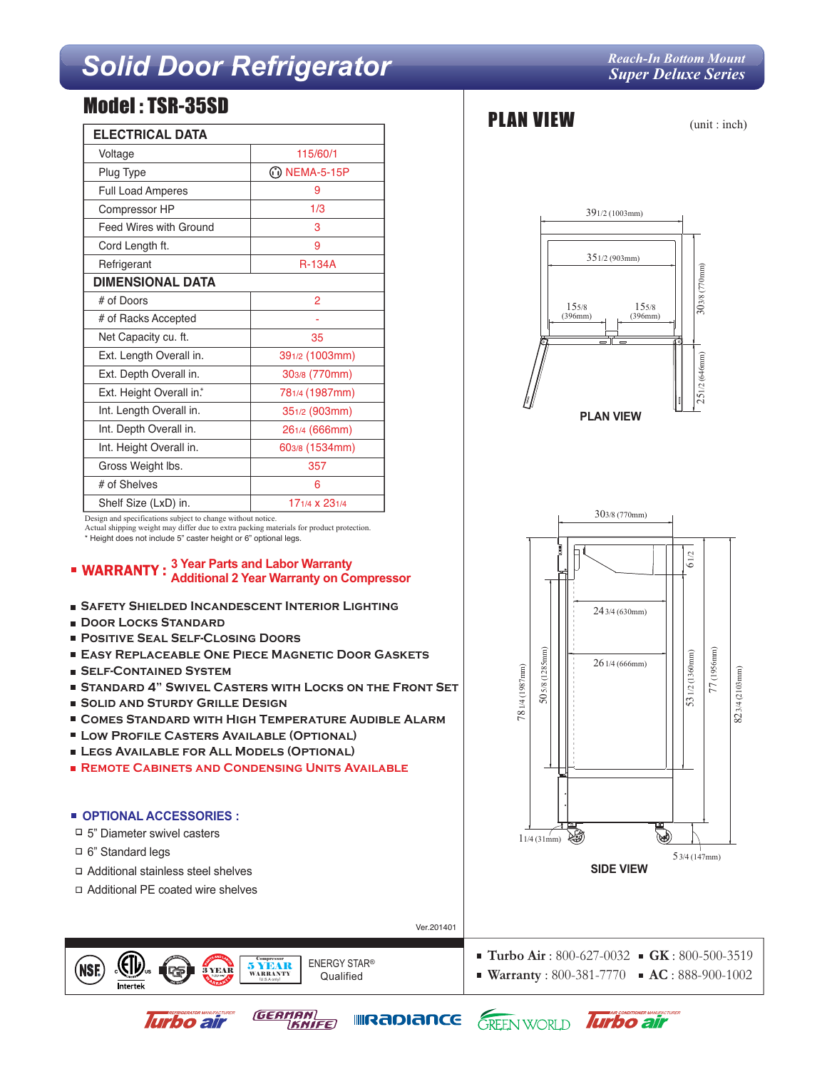# Solid Door Refrigerator

*Reach-In Bottom Mount*
*Super Deluxe Series*

## Model : TSR-35SD

| ELECTRICAL DATA | |
|---|---|
| Voltage | 115/60/1 |
| Plug Type | NEMA-5-15P |
| Full Load Amperes | 9 |
| Compressor HP | 1/3 |
| Feed Wires with Ground | 3 |
| Cord Length ft. | 9 |
| Refrigerant | R-134A |
| **DIMENSIONAL DATA** | |
| # of Doors | 2 |
| # of Racks Accepted | - |
| Net Capacity cu. ft. | 35 |
| Ext. Length Overall in. | 39 1/2 (1003mm) |
| Ext. Depth Overall in. | 30 3/8 (770mm) |
| Ext. Height Overall in.* | 78 1/4 (1987mm) |
| Int. Length Overall in. | 35 1/2 (903mm) |
| Int. Depth Overall in. | 26 1/4 (666mm) |
| Int. Height Overall in. | 60 3/8 (1534mm) |
| Gross Weight lbs. | 357 |
| # of Shelves | 6 |
| Shelf Size (LxD) in. | 17 1/4 x 23 1/4 |

Design and specifications subject to change without notice.
Actual shipping weight may differ due to extra packing materials for product protection.
* Height does not include 5" caster height or 6" optional legs.

- **WARRANTY :** 3 Year Parts and Labor Warranty
  Additional 2 Year Warranty on Compressor

- Safety Shielded Incandescent Interior Lighting
- Door Locks Standard
- Positive Seal Self-Closing Doors
- Easy Replaceable One Piece Magnetic Door Gaskets
- Self-Contained System
- Standard 4" Swivel Casters with Locks on the Front Set
- Solid and Sturdy Grille Design
- Comes Standard with High Temperature Audible Alarm
- Low Profile Casters Available (Optional)
- Legs Available for All Models (Optional)
- Remote Cabinets and Condensing Units Available

- **OPTIONAL ACCESSORIES :**
  - 5" Diameter swivel casters
  - 6" Standard legs
  - Additional stainless steel shelves
  - Additional PE coated wire shelves

Ver.201401

## PLAN VIEW

(unit : inch)

39 1/2 (1003mm)
35 1/2 (903mm)
15 5/8 (396mm)
15 5/8 (396mm)
30 3/8 (770mm)
25 1/2 (646mm)

PLAN VIEW

30 3/8 (770mm)
6 1/2
24 3/4 (630mm)
26 1/4 (666mm)
78 1/4 (1987mm)
50 5/8 (1285mm)
53 1/2 (1360mm)
77 (1956mm)
82 3/4 (2103mm)
1 1/4 (31mm)
5 3/4 (147mm)

SIDE VIEW

ENERGY STAR® Qualified

- **Turbo Air** : 800-627-0032
- **GK** : 800-500-3519
- **Warranty** : 800-381-7770
- **AC** : 888-900-1002